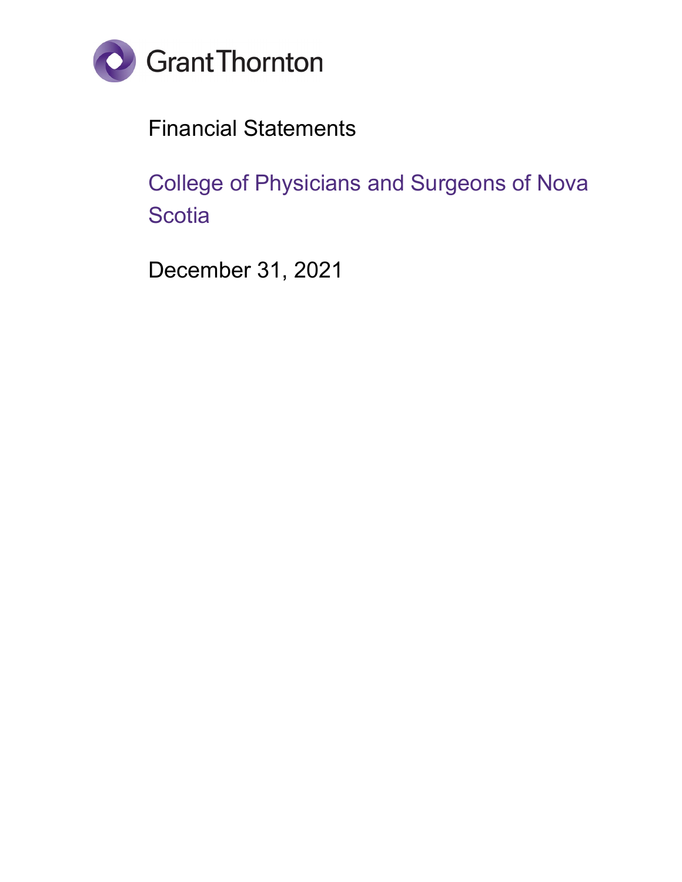Grant Thornton

# Financial Statements

## College of Physicians and Surgeons of Nova Scotia

December 31, 2021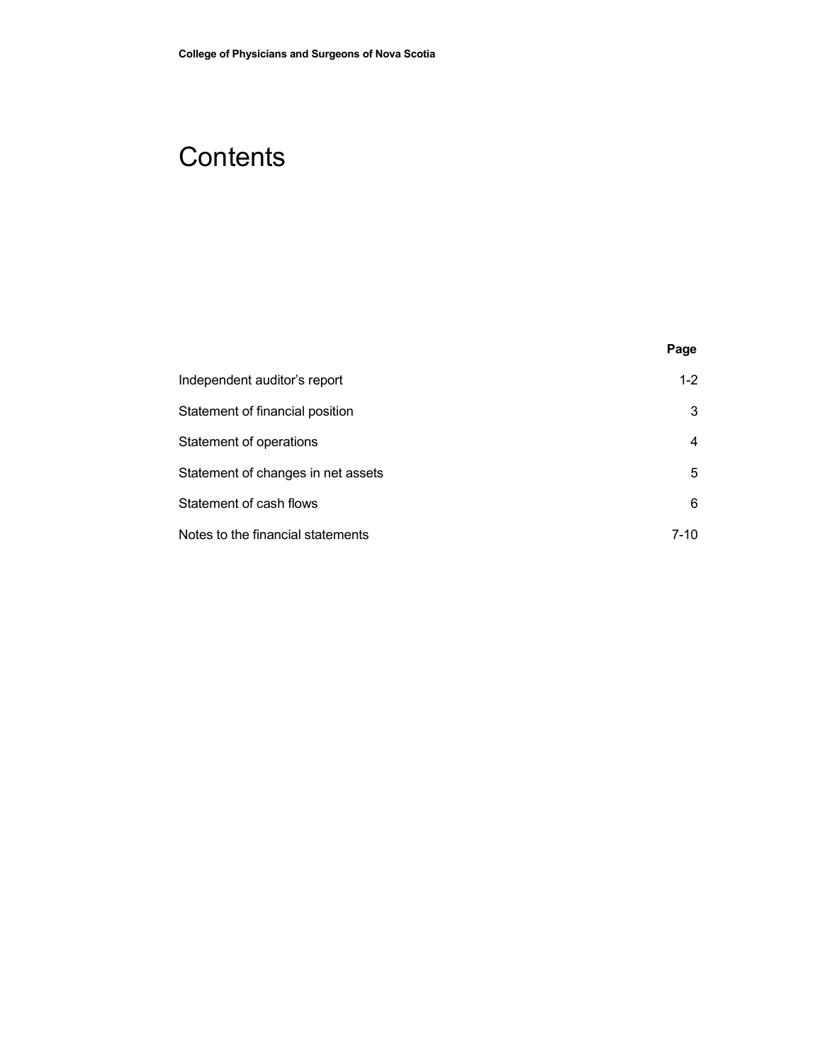# Contents

| | Page |
|---|---|
| Independent auditor's report | 1-2 |
| Statement of financial position | 3 |
| Statement of operations | 4 |
| Statement of changes in net assets | 5 |
| Statement of cash flows | 6 |
| Notes to the financial statements | 7-10 |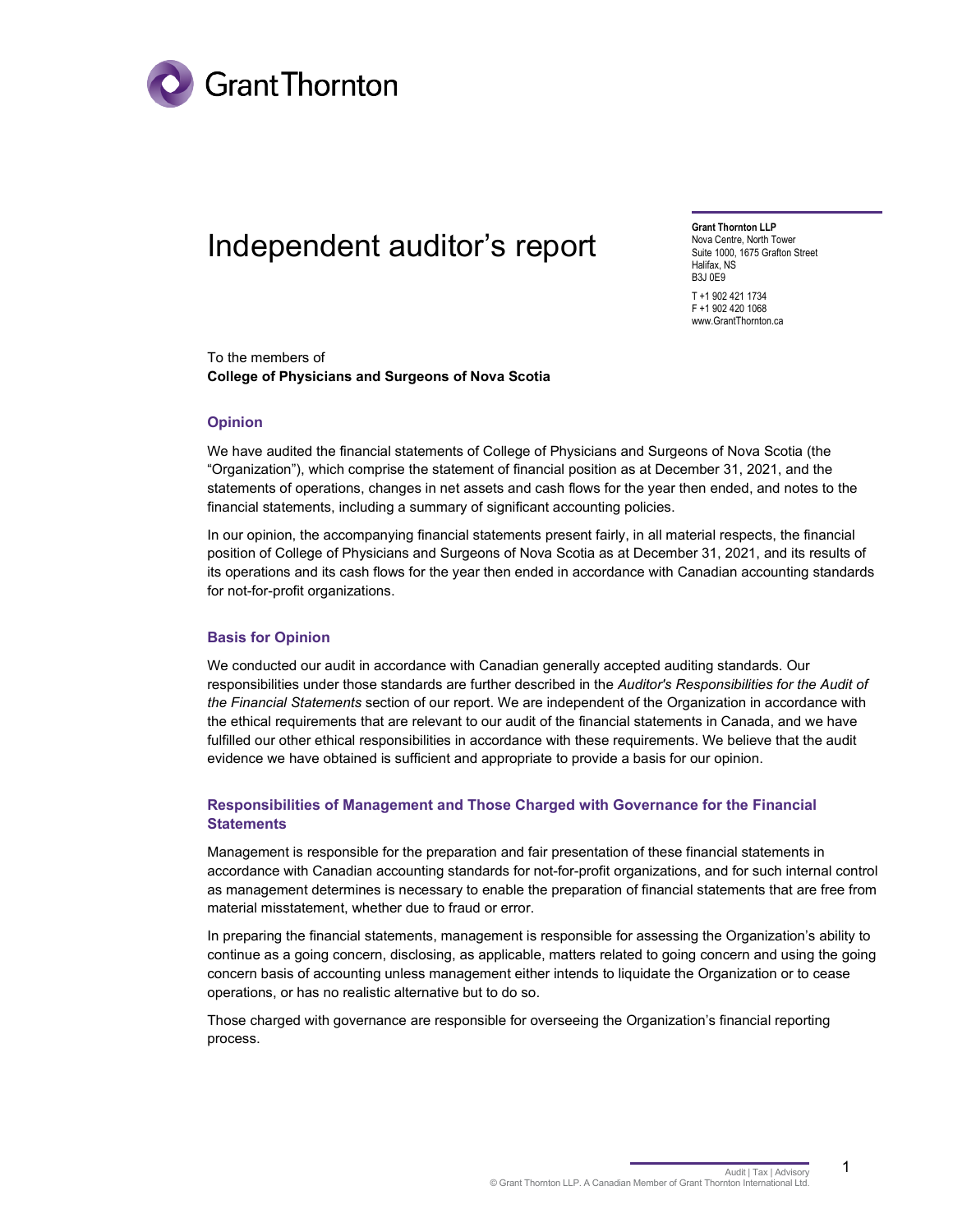Grant Thornton

# Independent auditor's report

**Grant Thornton LLP**
Nova Centre, North Tower
Suite 1000, 1675 Grafton Street
Halifax, NS
B3J 0E9

T +1 902 421 1734
F +1 902 420 1068
www.GrantThornton.ca

To the members of
**College of Physicians and Surgeons of Nova Scotia**

## Opinion

We have audited the financial statements of College of Physicians and Surgeons of Nova Scotia (the "Organization"), which comprise the statement of financial position as at December 31, 2021, and the statements of operations, changes in net assets and cash flows for the year then ended, and notes to the financial statements, including a summary of significant accounting policies.

In our opinion, the accompanying financial statements present fairly, in all material respects, the financial position of College of Physicians and Surgeons of Nova Scotia as at December 31, 2021, and its results of its operations and its cash flows for the year then ended in accordance with Canadian accounting standards for not-for-profit organizations.

## Basis for Opinion

We conducted our audit in accordance with Canadian generally accepted auditing standards. Our responsibilities under those standards are further described in the *Auditor's Responsibilities for the Audit of the Financial Statements* section of our report. We are independent of the Organization in accordance with the ethical requirements that are relevant to our audit of the financial statements in Canada, and we have fulfilled our other ethical responsibilities in accordance with these requirements. We believe that the audit evidence we have obtained is sufficient and appropriate to provide a basis for our opinion.

## Responsibilities of Management and Those Charged with Governance for the Financial Statements

Management is responsible for the preparation and fair presentation of these financial statements in accordance with Canadian accounting standards for not-for-profit organizations, and for such internal control as management determines is necessary to enable the preparation of financial statements that are free from material misstatement, whether due to fraud or error.

In preparing the financial statements, management is responsible for assessing the Organization's ability to continue as a going concern, disclosing, as applicable, matters related to going concern and using the going concern basis of accounting unless management either intends to liquidate the Organization or to cease operations, or has no realistic alternative but to do so.

Those charged with governance are responsible for overseeing the Organization's financial reporting process.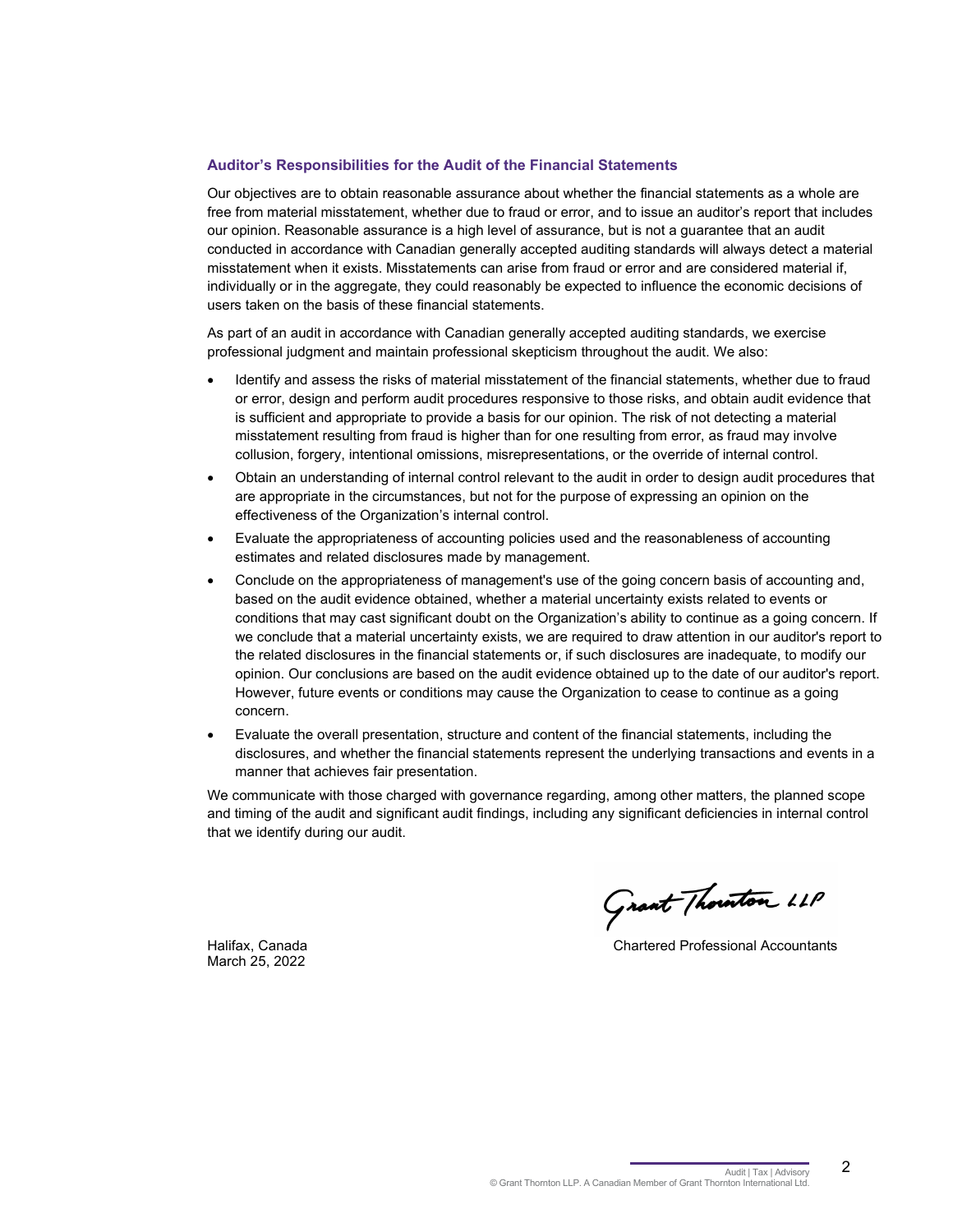### Auditor's Responsibilities for the Audit of the Financial Statements

Our objectives are to obtain reasonable assurance about whether the financial statements as a whole are free from material misstatement, whether due to fraud or error, and to issue an auditor's report that includes our opinion. Reasonable assurance is a high level of assurance, but is not a guarantee that an audit conducted in accordance with Canadian generally accepted auditing standards will always detect a material misstatement when it exists. Misstatements can arise from fraud or error and are considered material if, individually or in the aggregate, they could reasonably be expected to influence the economic decisions of users taken on the basis of these financial statements.

As part of an audit in accordance with Canadian generally accepted auditing standards, we exercise professional judgment and maintain professional skepticism throughout the audit. We also:

- Identify and assess the risks of material misstatement of the financial statements, whether due to fraud or error, design and perform audit procedures responsive to those risks, and obtain audit evidence that is sufficient and appropriate to provide a basis for our opinion. The risk of not detecting a material misstatement resulting from fraud is higher than for one resulting from error, as fraud may involve collusion, forgery, intentional omissions, misrepresentations, or the override of internal control.
- Obtain an understanding of internal control relevant to the audit in order to design audit procedures that are appropriate in the circumstances, but not for the purpose of expressing an opinion on the effectiveness of the Organization's internal control.
- Evaluate the appropriateness of accounting policies used and the reasonableness of accounting estimates and related disclosures made by management.
- Conclude on the appropriateness of management's use of the going concern basis of accounting and, based on the audit evidence obtained, whether a material uncertainty exists related to events or conditions that may cast significant doubt on the Organization's ability to continue as a going concern. If we conclude that a material uncertainty exists, we are required to draw attention in our auditor's report to the related disclosures in the financial statements or, if such disclosures are inadequate, to modify our opinion. Our conclusions are based on the audit evidence obtained up to the date of our auditor's report. However, future events or conditions may cause the Organization to cease to continue as a going concern.
- Evaluate the overall presentation, structure and content of the financial statements, including the disclosures, and whether the financial statements represent the underlying transactions and events in a manner that achieves fair presentation.

We communicate with those charged with governance regarding, among other matters, the planned scope and timing of the audit and significant audit findings, including any significant deficiencies in internal control that we identify during our audit.

Grant Thornton LLP

Halifax, Canada
March 25, 2022

Chartered Professional Accountants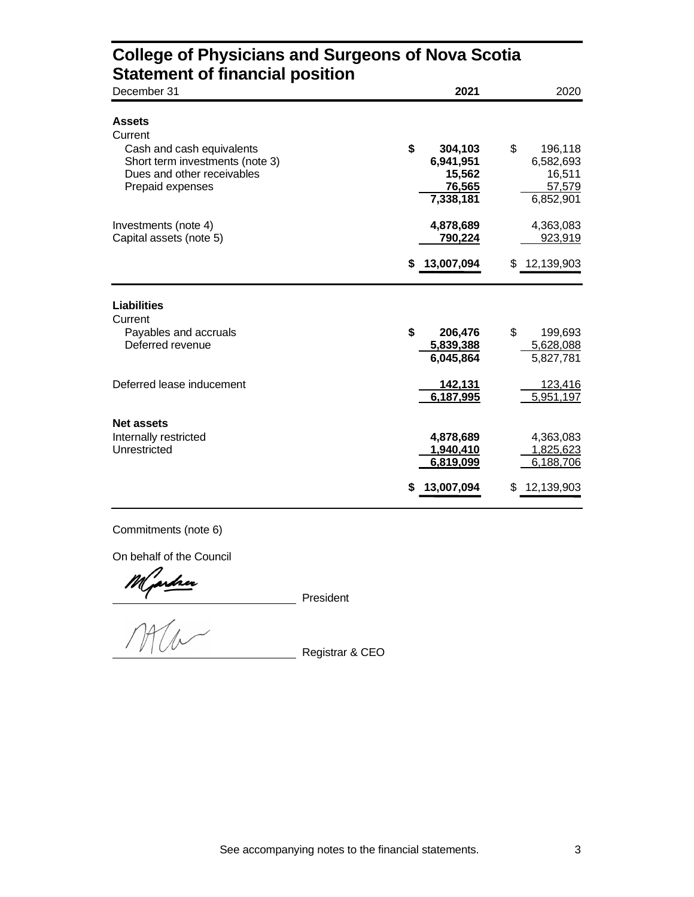# College of Physicians and Surgeons of Nova Scotia
## Statement of financial position

| December 31 | 2021 | 2020 |
|---|---|---|
| **Assets** | | |
| Current | | |
| Cash and cash equivalents | $ 304,103 | $ 196,118 |
| Short term investments (note 3) | 6,941,951 | 6,582,693 |
| Dues and other receivables | 15,562 | 16,511 |
| Prepaid expenses | 76,565 | 57,579 |
| | 7,338,181 | 6,852,901 |
| Investments (note 4) | 4,878,689 | 4,363,083 |
| Capital assets (note 5) | 790,224 | 923,919 |
| | $ 13,007,094 | $ 12,139,903 |
| **Liabilities** | | |
| Current | | |
| Payables and accruals | $ 206,476 | $ 199,693 |
| Deferred revenue | 5,839,388 | 5,628,088 |
| | 6,045,864 | 5,827,781 |
| Deferred lease inducement | 142,131 | 123,416 |
| | 6,187,995 | 5,951,197 |
| **Net assets** | | |
| Internally restricted | 4,878,689 | 4,363,083 |
| Unrestricted | 1,940,410 | 1,825,623 |
| | 6,819,099 | 6,188,706 |
| | $ 13,007,094 | $ 12,139,903 |

Commitments (note 6)

On behalf of the Council

M Gardner ____________________ President

____________________ Registrar & CEO

See accompanying notes to the financial statements.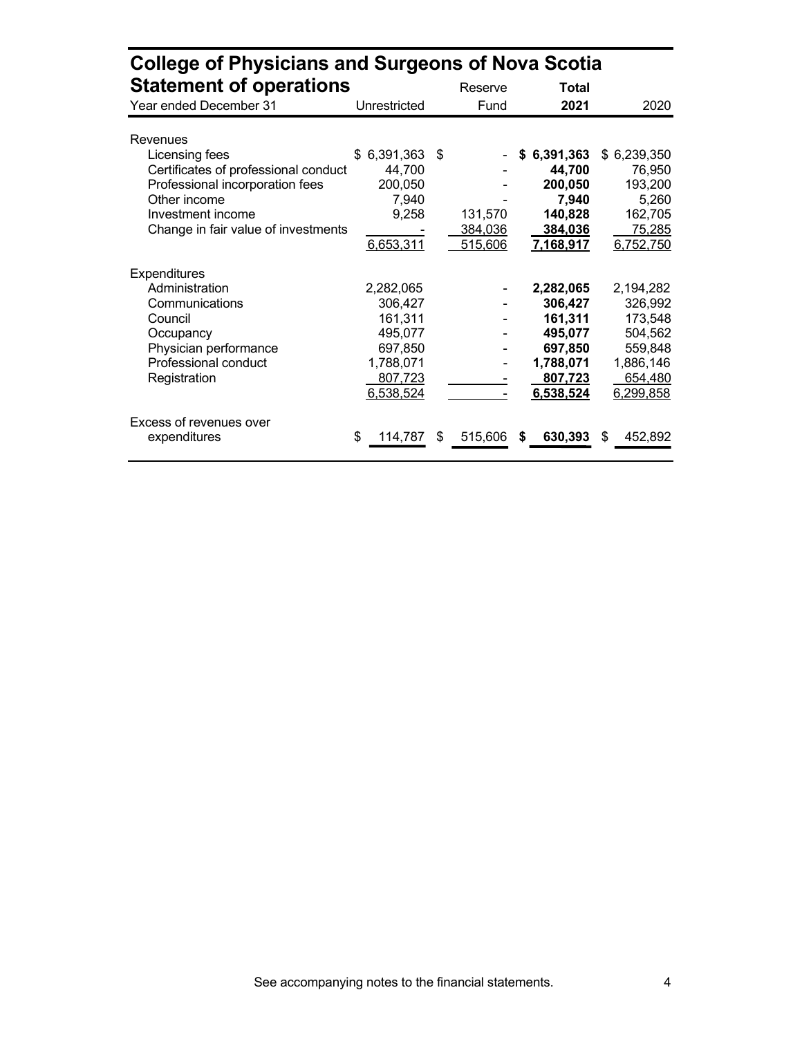# College of Physicians and Surgeons of Nova Scotia

## Statement of operations

| Year ended December 31 | Unrestricted | Reserve Fund | **Total 2021** | 2020 |
|---|---|---|---|---|
| Revenues | | | | |
| Licensing fees | $ 6,391,363 | $ - | **$ 6,391,363** | $ 6,239,350 |
| Certificates of professional conduct | 44,700 | - | **44,700** | 76,950 |
| Professional incorporation fees | 200,050 | - | **200,050** | 193,200 |
| Other income | 7,940 | - | **7,940** | 5,260 |
| Investment income | 9,258 | 131,570 | **140,828** | 162,705 |
| Change in fair value of investments | - | 384,036 | **384,036** | 75,285 |
| | 6,653,311 | 515,606 | **7,168,917** | 6,752,750 |
| Expenditures | | | | |
| Administration | 2,282,065 | - | **2,282,065** | 2,194,282 |
| Communications | 306,427 | - | **306,427** | 326,992 |
| Council | 161,311 | - | **161,311** | 173,548 |
| Occupancy | 495,077 | - | **495,077** | 504,562 |
| Physician performance | 697,850 | - | **697,850** | 559,848 |
| Professional conduct | 1,788,071 | - | **1,788,071** | 1,886,146 |
| Registration | 807,723 | - | **807,723** | 654,480 |
| | 6,538,524 | - | **6,538,524** | 6,299,858 |
| Excess of revenues over expenditures | $ 114,787 | $ 515,606 | **$ 630,393** | $ 452,892 |

See accompanying notes to the financial statements.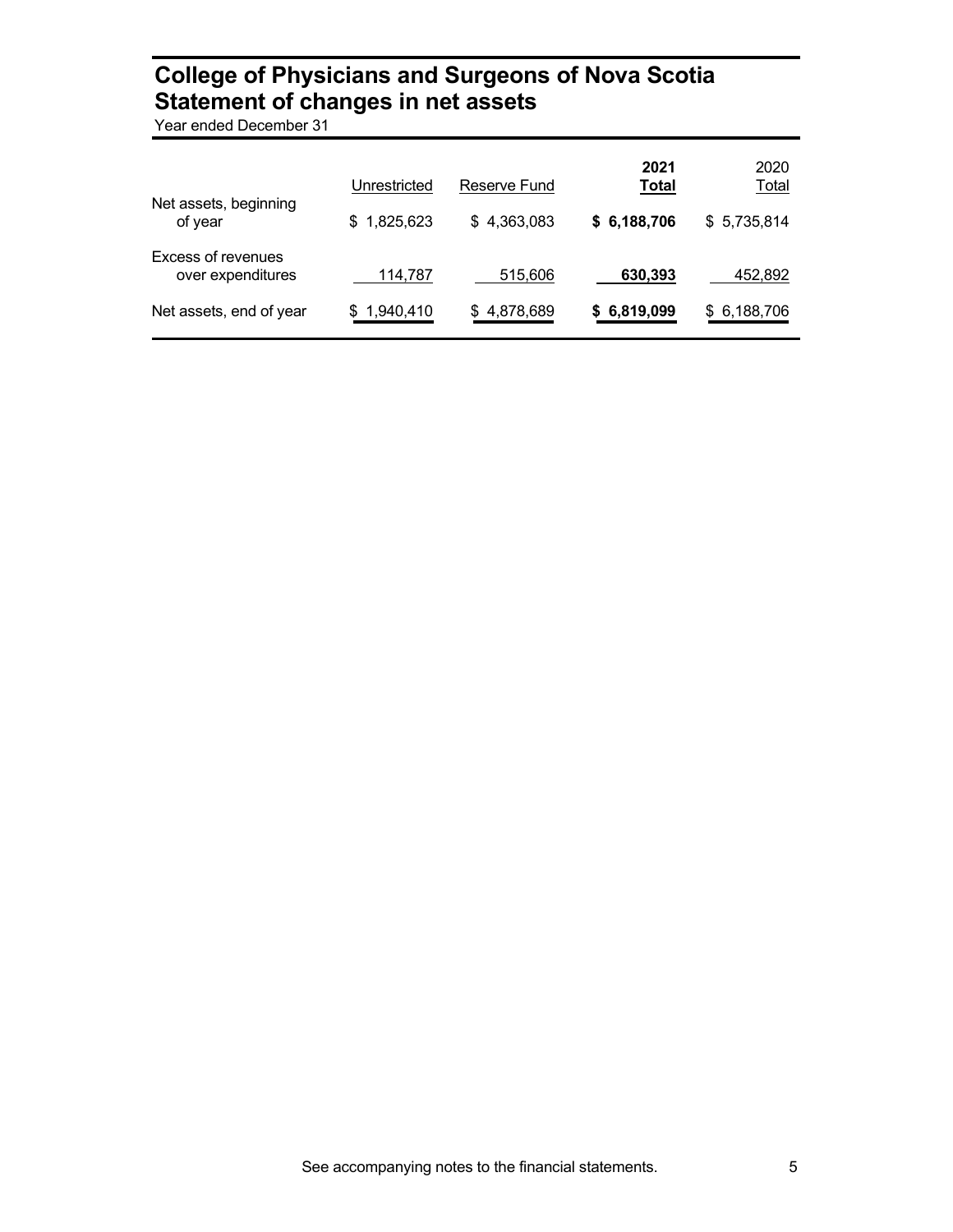# College of Physicians and Surgeons of Nova Scotia
## Statement of changes in net assets
Year ended December 31

| | Unrestricted | Reserve Fund | **2021 Total** | 2020 Total |
|---|---|---|---|---|
| Net assets, beginning of year | $ 1,825,623 | $ 4,363,083 | **$ 6,188,706** | $ 5,735,814 |
| Excess of revenues over expenditures | 114,787 | 515,606 | **630,393** | 452,892 |
| Net assets, end of year | $ 1,940,410 | $ 4,878,689 | **$ 6,819,099** | $ 6,188,706 |

See accompanying notes to the financial statements.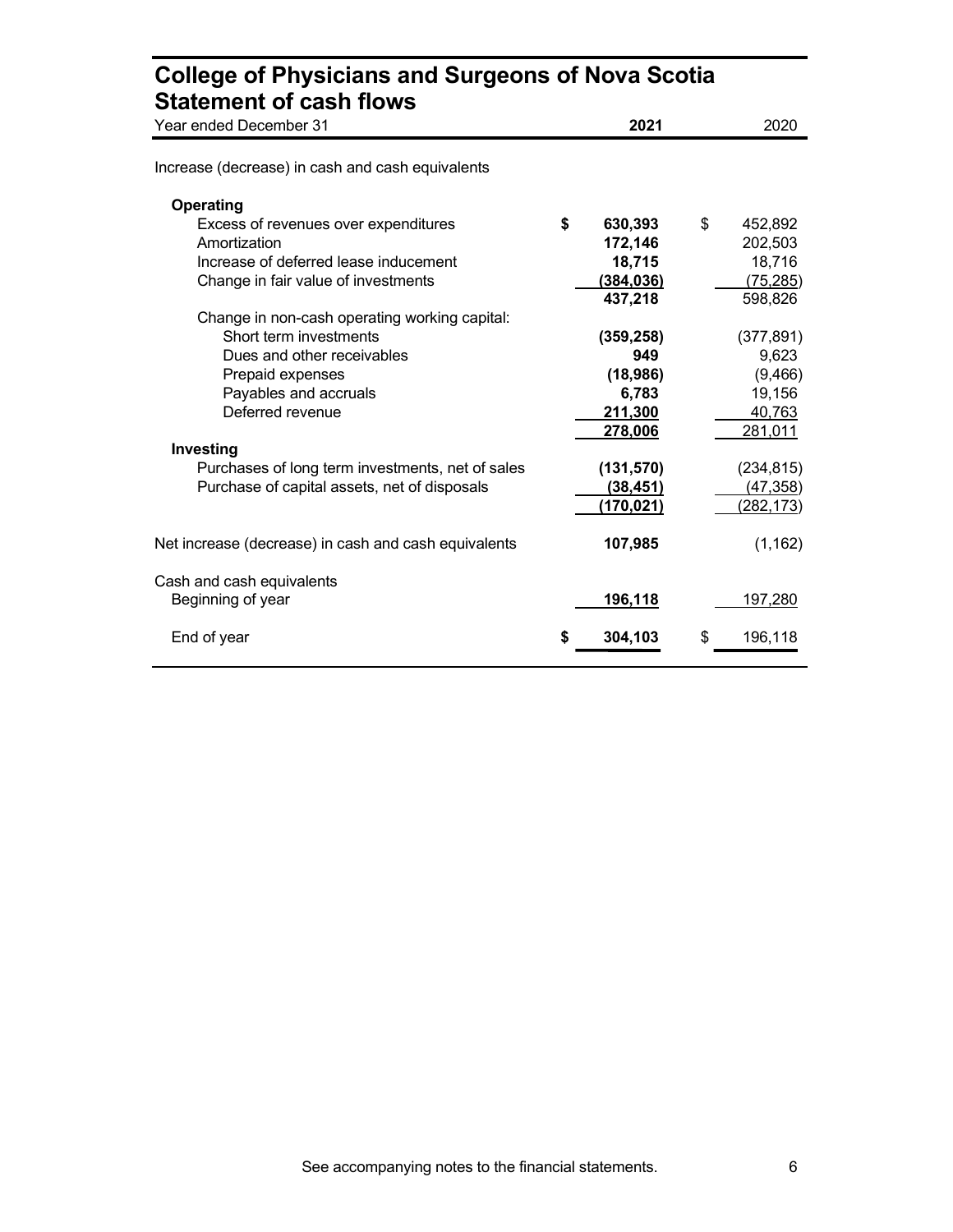# College of Physicians and Surgeons of Nova Scotia
## Statement of cash flows

| Year ended December 31 | 2021 | 2020 |
|---|---|---|
| Increase (decrease) in cash and cash equivalents | | |
| **Operating** | | |
| Excess of revenues over expenditures | $ 630,393 | $ 452,892 |
| Amortization | 172,146 | 202,503 |
| Increase of deferred lease inducement | 18,715 | 18,716 |
| Change in fair value of investments | (384,036) | (75,285) |
| | 437,218 | 598,826 |
| Change in non-cash operating working capital: | | |
| Short term investments | (359,258) | (377,891) |
| Dues and other receivables | 949 | 9,623 |
| Prepaid expenses | (18,986) | (9,466) |
| Payables and accruals | 6,783 | 19,156 |
| Deferred revenue | 211,300 | 40,763 |
| | 278,006 | 281,011 |
| **Investing** | | |
| Purchases of long term investments, net of sales | (131,570) | (234,815) |
| Purchase of capital assets, net of disposals | (38,451) | (47,358) |
| | (170,021) | (282,173) |
| Net increase (decrease) in cash and cash equivalents | 107,985 | (1,162) |
| Cash and cash equivalents | | |
| Beginning of year | 196,118 | 197,280 |
| End of year | $ 304,103 | $ 196,118 |

See accompanying notes to the financial statements.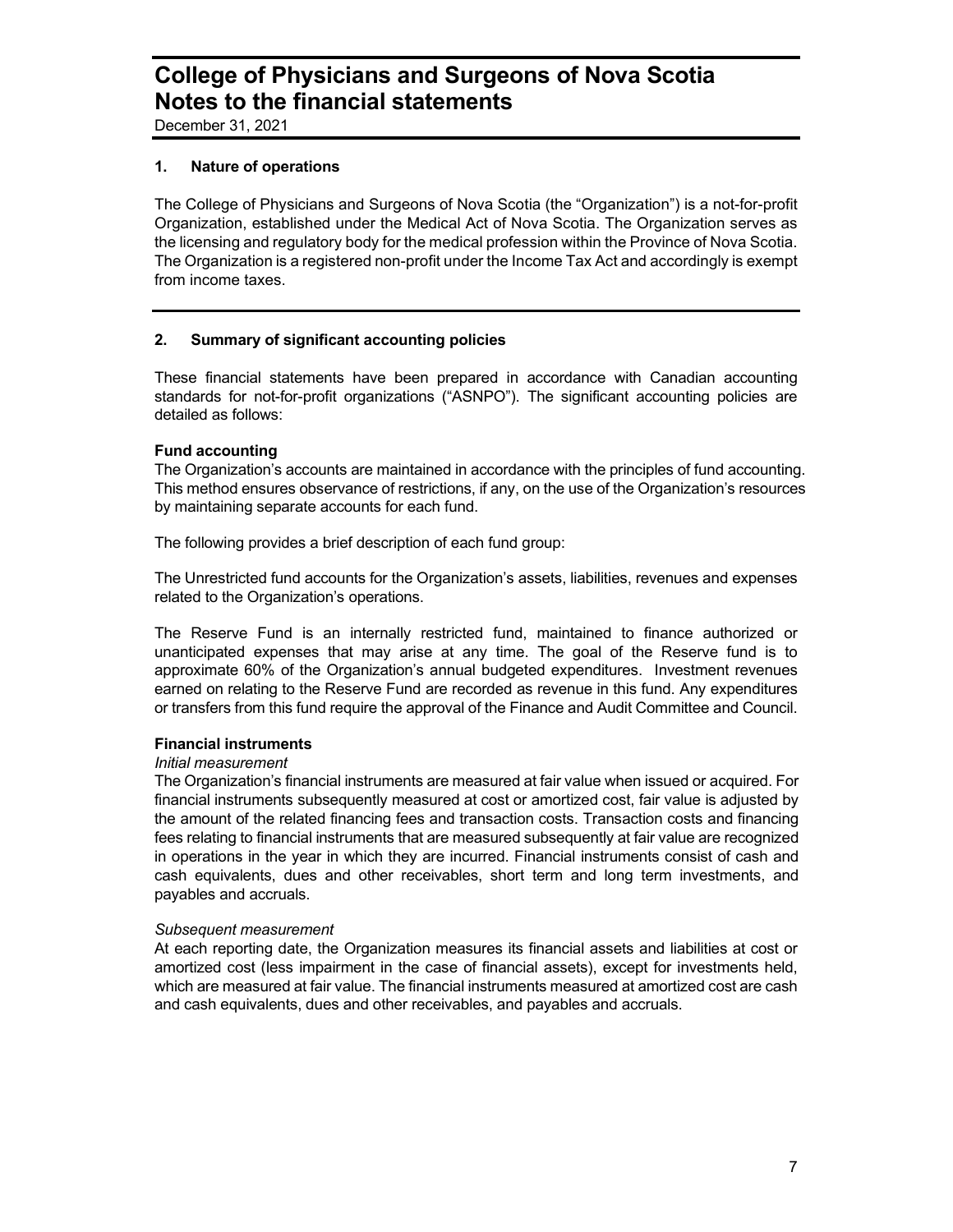# College of Physicians and Surgeons of Nova Scotia
# Notes to the financial statements

December 31, 2021

## 1. Nature of operations

The College of Physicians and Surgeons of Nova Scotia (the "Organization") is a not-for-profit Organization, established under the Medical Act of Nova Scotia. The Organization serves as the licensing and regulatory body for the medical profession within the Province of Nova Scotia. The Organization is a registered non-profit under the Income Tax Act and accordingly is exempt from income taxes.

## 2. Summary of significant accounting policies

These financial statements have been prepared in accordance with Canadian accounting standards for not-for-profit organizations ("ASNPO"). The significant accounting policies are detailed as follows:

**Fund accounting**

The Organization's accounts are maintained in accordance with the principles of fund accounting. This method ensures observance of restrictions, if any, on the use of the Organization's resources by maintaining separate accounts for each fund.

The following provides a brief description of each fund group:

The Unrestricted fund accounts for the Organization's assets, liabilities, revenues and expenses related to the Organization's operations.

The Reserve Fund is an internally restricted fund, maintained to finance authorized or unanticipated expenses that may arise at any time. The goal of the Reserve fund is to approximate 60% of the Organization's annual budgeted expenditures. Investment revenues earned on relating to the Reserve Fund are recorded as revenue in this fund. Any expenditures or transfers from this fund require the approval of the Finance and Audit Committee and Council.

**Financial instruments**

*Initial measurement*

The Organization's financial instruments are measured at fair value when issued or acquired. For financial instruments subsequently measured at cost or amortized cost, fair value is adjusted by the amount of the related financing fees and transaction costs. Transaction costs and financing fees relating to financial instruments that are measured subsequently at fair value are recognized in operations in the year in which they are incurred. Financial instruments consist of cash and cash equivalents, dues and other receivables, short term and long term investments, and payables and accruals.

*Subsequent measurement*

At each reporting date, the Organization measures its financial assets and liabilities at cost or amortized cost (less impairment in the case of financial assets), except for investments held, which are measured at fair value. The financial instruments measured at amortized cost are cash and cash equivalents, dues and other receivables, and payables and accruals.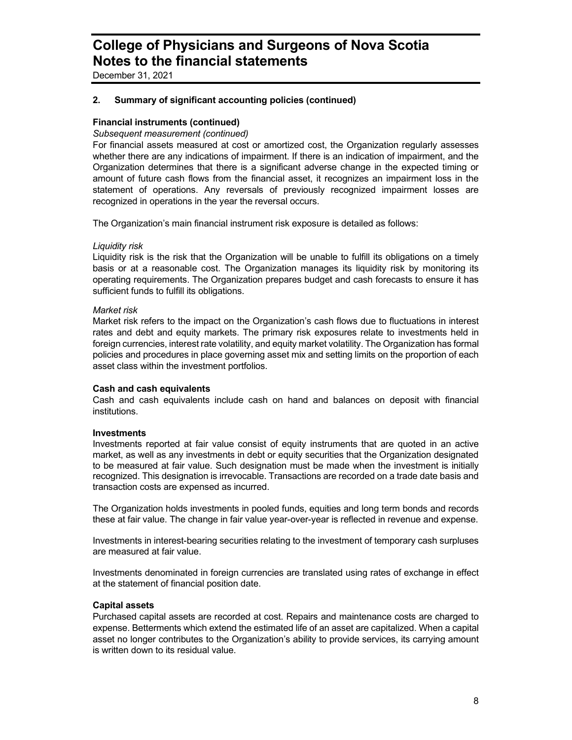## 2. Summary of significant accounting policies (continued)

### Financial instruments (continued)

*Subsequent measurement (continued)*

For financial assets measured at cost or amortized cost, the Organization regularly assesses whether there are any indications of impairment. If there is an indication of impairment, and the Organization determines that there is a significant adverse change in the expected timing or amount of future cash flows from the financial asset, it recognizes an impairment loss in the statement of operations. Any reversals of previously recognized impairment losses are recognized in operations in the year the reversal occurs.

The Organization's main financial instrument risk exposure is detailed as follows:

*Liquidity risk*

Liquidity risk is the risk that the Organization will be unable to fulfill its obligations on a timely basis or at a reasonable cost. The Organization manages its liquidity risk by monitoring its operating requirements. The Organization prepares budget and cash forecasts to ensure it has sufficient funds to fulfill its obligations.

*Market risk*

Market risk refers to the impact on the Organization's cash flows due to fluctuations in interest rates and debt and equity markets. The primary risk exposures relate to investments held in foreign currencies, interest rate volatility, and equity market volatility. The Organization has formal policies and procedures in place governing asset mix and setting limits on the proportion of each asset class within the investment portfolios.

### Cash and cash equivalents

Cash and cash equivalents include cash on hand and balances on deposit with financial institutions.

### Investments

Investments reported at fair value consist of equity instruments that are quoted in an active market, as well as any investments in debt or equity securities that the Organization designated to be measured at fair value. Such designation must be made when the investment is initially recognized. This designation is irrevocable. Transactions are recorded on a trade date basis and transaction costs are expensed as incurred.

The Organization holds investments in pooled funds, equities and long term bonds and records these at fair value. The change in fair value year-over-year is reflected in revenue and expense.

Investments in interest-bearing securities relating to the investment of temporary cash surpluses are measured at fair value.

Investments denominated in foreign currencies are translated using rates of exchange in effect at the statement of financial position date.

### Capital assets

Purchased capital assets are recorded at cost. Repairs and maintenance costs are charged to expense. Betterments which extend the estimated life of an asset are capitalized. When a capital asset no longer contributes to the Organization's ability to provide services, its carrying amount is written down to its residual value.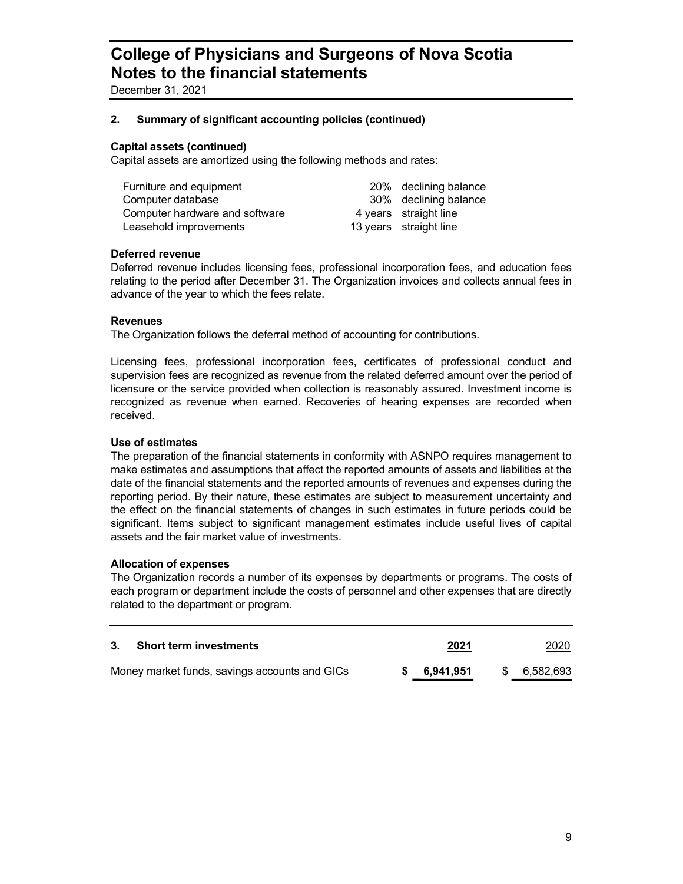# College of Physicians and Surgeons of Nova Scotia
# Notes to the financial statements

December 31, 2021

## 2. Summary of significant accounting policies (continued)

### Capital assets (continued)

Capital assets are amortized using the following methods and rates:

| | | |
|---|---|---|
| Furniture and equipment | 20% | declining balance |
| Computer database | 30% | declining balance |
| Computer hardware and software | 4 years | straight line |
| Leasehold improvements | 13 years | straight line |

### Deferred revenue

Deferred revenue includes licensing fees, professional incorporation fees, and education fees relating to the period after December 31. The Organization invoices and collects annual fees in advance of the year to which the fees relate.

### Revenues

The Organization follows the deferral method of accounting for contributions.

Licensing fees, professional incorporation fees, certificates of professional conduct and supervision fees are recognized as revenue from the related deferred amount over the period of licensure or the service provided when collection is reasonably assured. Investment income is recognized as revenue when earned. Recoveries of hearing expenses are recorded when received.

### Use of estimates

The preparation of the financial statements in conformity with ASNPO requires management to make estimates and assumptions that affect the reported amounts of assets and liabilities at the date of the financial statements and the reported amounts of revenues and expenses during the reporting period. By their nature, these estimates are subject to measurement uncertainty and the effect on the financial statements of changes in such estimates in future periods could be significant. Items subject to significant management estimates include useful lives of capital assets and the fair market value of investments.

### Allocation of expenses

The Organization records a number of its expenses by departments or programs. The costs of each program or department include the costs of personnel and other expenses that are directly related to the department or program.

## 3. Short term investments

| | **2021** | 2020 |
|---|---|---|
| Money market funds, savings accounts and GICs | **$ 6,941,951** | $ 6,582,693 |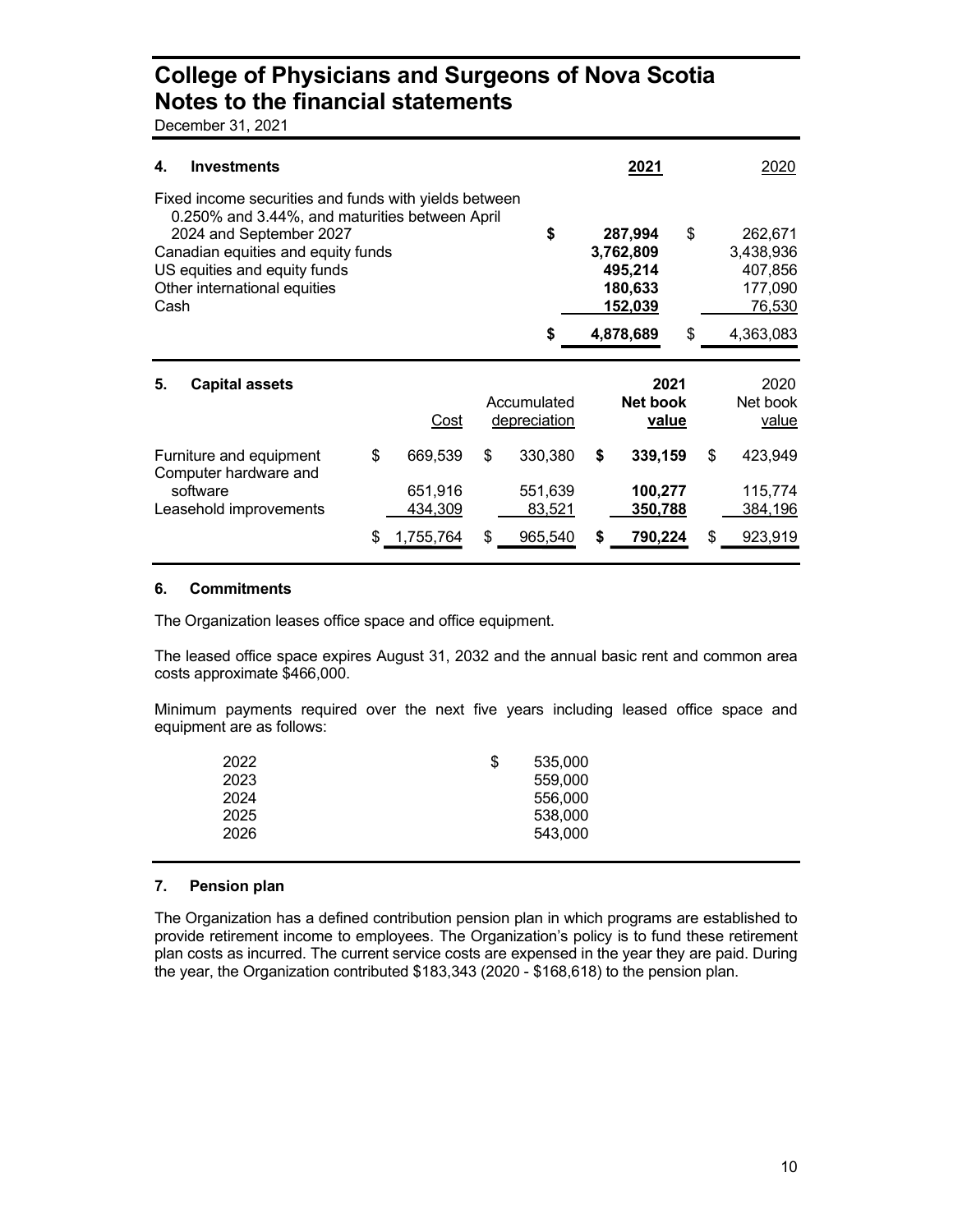# College of Physicians and Surgeons of Nova Scotia
# Notes to the financial statements

December 31, 2021

## 4. Investments

| | 2021 | 2020 |
|---|---|---|
| Fixed income securities and funds with yields between 0.250% and 3.44%, and maturities between April 2024 and September 2027 | **$ 287,994** | $ 262,671 |
| Canadian equities and equity funds | **3,762,809** | 3,438,936 |
| US equities and equity funds | **495,214** | 407,856 |
| Other international equities | **180,633** | 177,090 |
| Cash | **152,039** | 76,530 |
| | **$ 4,878,689** | $ 4,363,083 |

## 5. Capital assets

| | Cost | Accumulated depreciation | 2021 Net book value | 2020 Net book value |
|---|---|---|---|---|
| Furniture and equipment | $ 669,539 | $ 330,380 | **$ 339,159** | $ 423,949 |
| Computer hardware and software | 651,916 | 551,639 | **100,277** | 115,774 |
| Leasehold improvements | 434,309 | 83,521 | **350,788** | 384,196 |
| | $ 1,755,764 | $ 965,540 | **$ 790,224** | $ 923,919 |

## 6. Commitments

The Organization leases office space and office equipment.

The leased office space expires August 31, 2032 and the annual basic rent and common area costs approximate $466,000.

Minimum payments required over the next five years including leased office space and equipment are as follows:

| | |
|---|---|
| 2022 | $ 535,000 |
| 2023 | 559,000 |
| 2024 | 556,000 |
| 2025 | 538,000 |
| 2026 | 543,000 |

## 7. Pension plan

The Organization has a defined contribution pension plan in which programs are established to provide retirement income to employees. The Organization's policy is to fund these retirement plan costs as incurred. The current service costs are expensed in the year they are paid. During the year, the Organization contributed $183,343 (2020 - $168,618) to the pension plan.